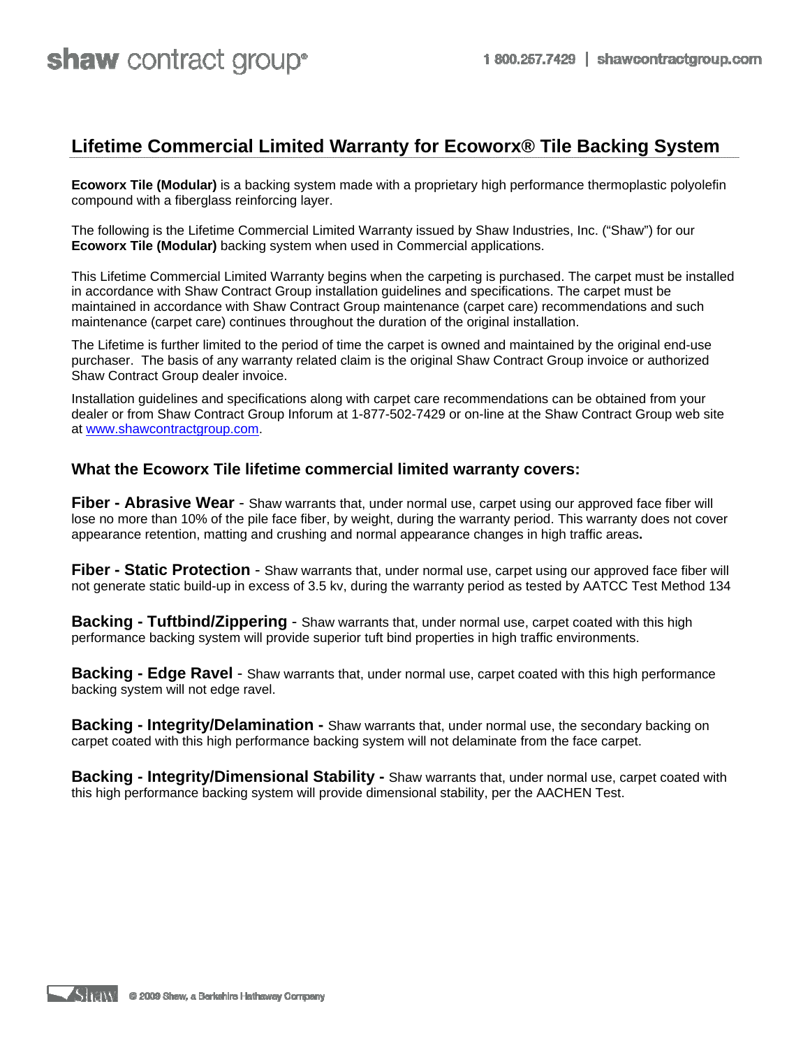# Lifetime Commercial Limited Warranty for Ecoworx® Tile Backing System

**Ecoworx Tile (Modular)** is a backing system made with a proprietary high performance thermoplastic polyolefin compound with a fiberglass reinforcing layer.

The following is the Lifetime Commercial Limited Warranty issued by Shaw Industries, Inc. ("Shaw") for our **Ecoworx Tile (Modular)** backing system when used in Commercial applications.

This Lifetime Commercial Limited Warranty begins when the carpeting is purchased. The carpet must be installed in accordance with Shaw Contract Group installation guidelines and specifications. The carpet must be maintained in accordance with Shaw Contract Group maintenance (carpet care) recommendations and such maintenance (carpet care) continues throughout the duration of the original installation.

The Lifetime is further limited to the period of time the carpet is owned and maintained by the original end-use purchaser. The basis of any warranty related claim is the original Shaw Contract Group invoice or authorized Shaw Contract Group dealer invoice.

Installation guidelines and specifications along with carpet care recommendations can be obtained from your dealer or from Shaw Contract Group Inforum at 1-877-502-7429 or on-line at the Shaw Contract Group web site at www.shawcontractgroup.com.

## What the Ecoworx Tile lifetime commercial limited warranty covers:

**Fiber - Abrasive Wear** - Shaw warrants that, under normal use, carpet using our approved face fiber will lose no more than 10% of the pile face fiber, by weight, during the warranty period. This warranty does not cover appearance retention, matting and crushing and normal appearance changes in high traffic areas**.**

**Fiber - Static Protection** - Shaw warrants that, under normal use, carpet using our approved face fiber will not generate static build-up in excess of 3.5 kv, during the warranty period as tested by AATCC Test Method 134

**Backing - Tuftbind/Zippering** - Shaw warrants that, under normal use, carpet coated with this high performance backing system will provide superior tuft bind properties in high traffic environments.

**Backing - Edge Ravel** - Shaw warrants that, under normal use, carpet coated with this high performance backing system will not edge ravel.

**Backing - Integrity/Delamination -** Shaw warrants that, under normal use, the secondary backing on carpet coated with this high performance backing system will not delaminate from the face carpet.

**Backing - Integrity/Dimensional Stability -** Shaw warrants that, under normal use, carpet coated with this high performance backing system will provide dimensional stability, per the AACHEN Test.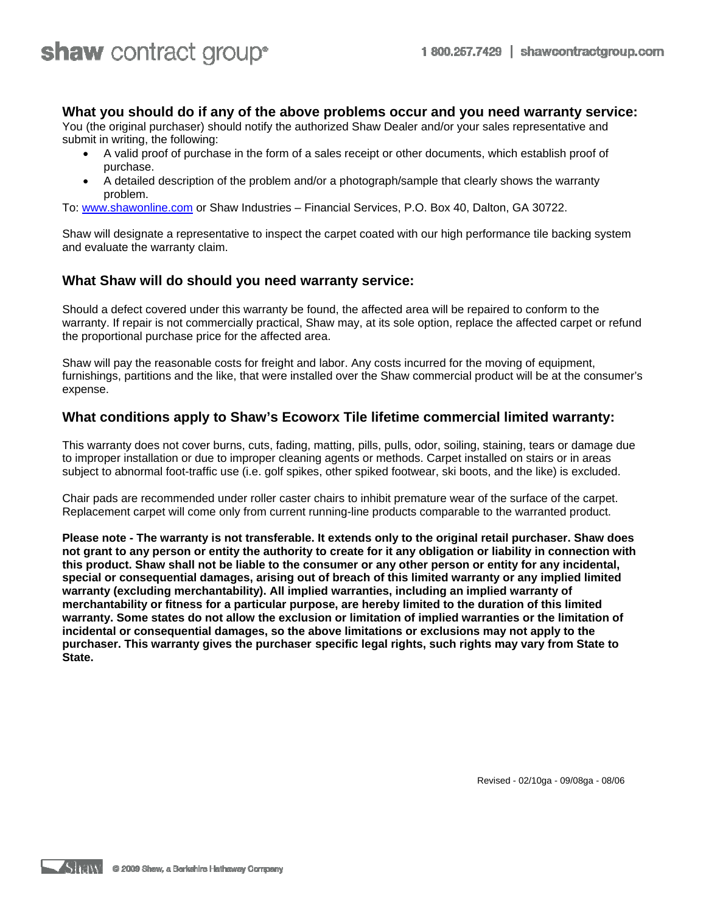## What you should do if any of the above problems occur and you need warranty service:

You (the original purchaser) should notify the authorized Shaw Dealer and/or your sales representative and submit in writing, the following:

- A valid proof of purchase in the form of a sales receipt or other documents, which establish proof of purchase.
- A detailed description of the problem and/or a photograph/sample that clearly shows the warranty problem.

To: [www.shawonline.com](http://www.shawonline.com) or Shaw Industries – Financial Services, P.O. Box 40, Dalton, GA 30722.

Shaw will designate a representative to inspect the carpet coated with our high performance tile backing system and evaluate the warranty claim.

## What Shaw will do should you need warranty service:

Should a defect covered under this warranty be found, the affected area will be repaired to conform to the warranty. If repair is not commercially practical, Shaw may, at its sole option, replace the affected carpet or refund the proportional purchase price for the affected area.

Shaw will pay the reasonable costs for freight and labor. Any costs incurred for the moving of equipment, furnishings, partitions and the like, that were installed over the Shaw commercial product will be at the consumer's expense.

## What conditions apply to Shaw's Ecoworx Tile lifetime commercial limited warranty:

This warranty does not cover burns, cuts, fading, matting, pills, pulls, odor, soiling, staining, tears or damage due to improper installation or due to improper cleaning agents or methods. Carpet installed on stairs or in areas subject to abnormal foot-traffic use (i.e. golf spikes, other spiked footwear, ski boots, and the like) is excluded.

Chair pads are recommended under roller caster chairs to inhibit premature wear of the surface of the carpet. Replacement carpet will come only from current running-line products comparable to the warranted product.

**Please note - The warranty is not transferable. It extends only to the original retail purchaser. Shaw does not grant to any person or entity the authority to create for it any obligation or liability in connection with this product. Shaw shall not be liable to the consumer or any other person or entity for any incidental, special or consequential damages, arising out of breach of this limited warranty or any implied limited warranty (excluding merchantability). All implied warranties, including an implied warranty of merchantability or fitness for a particular purpose, are hereby limited to the duration of this limited warranty. Some states do not allow the exclusion or limitation of implied warranties or the limitation of incidental or consequential damages, so the above limitations or exclusions may not apply to the purchaser. This warranty gives the purchaser specific legal rights, such rights may vary from State to State.**

Revised - 02/10ga - 09/08ga - 08/06